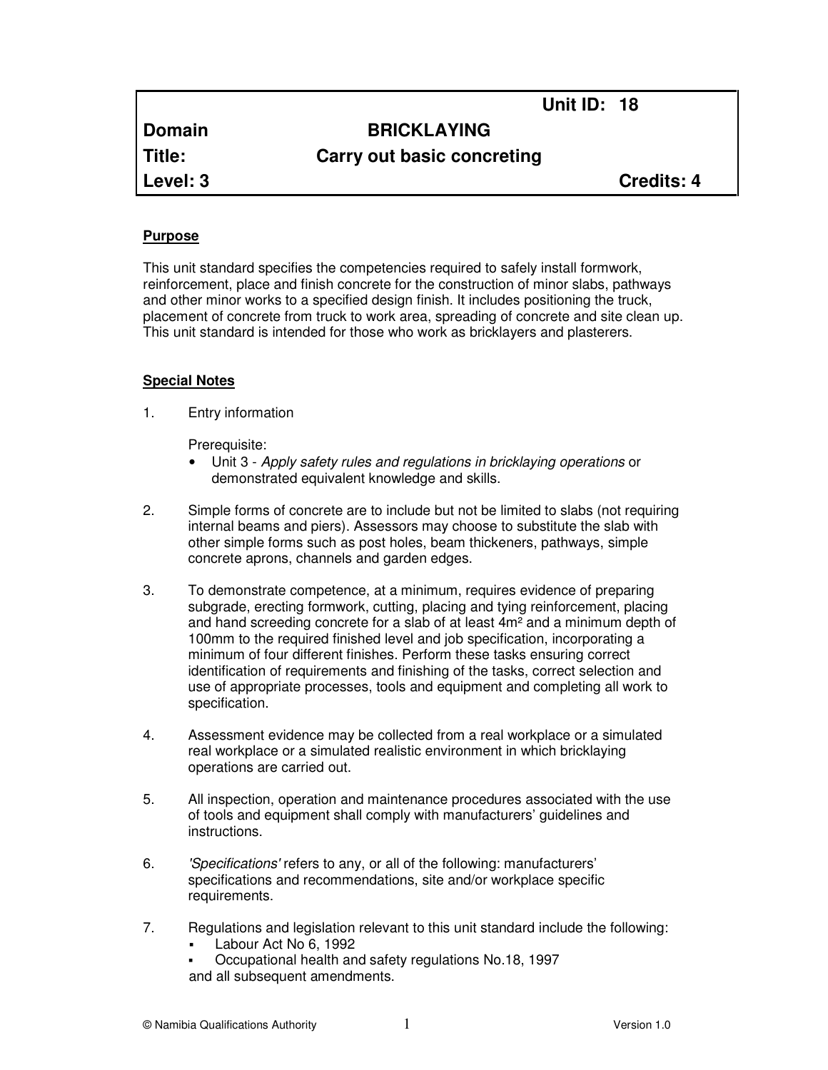| | | Unit ID: 18 |
|---|---|---|
| **Domain** | **BRICKLAYING** | |
| **Title:** | **Carry out basic concreting** | |
| **Level: 3** | | **Credits: 4** |

**Purpose**

This unit standard specifies the competencies required to safely install formwork, reinforcement, place and finish concrete for the construction of minor slabs, pathways and other minor works to a specified design finish. It includes positioning the truck, placement of concrete from truck to work area, spreading of concrete and site clean up. This unit standard is intended for those who work as bricklayers and plasterers.

**Special Notes**

1. Entry information

   Prerequisite:
   - Unit 3 - *Apply safety rules and regulations in bricklaying operations* or demonstrated equivalent knowledge and skills.

2. Simple forms of concrete are to include but not be limited to slabs (not requiring internal beams and piers). Assessors may choose to substitute the slab with other simple forms such as post holes, beam thickeners, pathways, simple concrete aprons, channels and garden edges.

3. To demonstrate competence, at a minimum, requires evidence of preparing subgrade, erecting formwork, cutting, placing and tying reinforcement, placing and hand screeding concrete for a slab of at least 4m² and a minimum depth of 100mm to the required finished level and job specification, incorporating a minimum of four different finishes. Perform these tasks ensuring correct identification of requirements and finishing of the tasks, correct selection and use of appropriate processes, tools and equipment and completing all work to specification.

4. Assessment evidence may be collected from a real workplace or a simulated real workplace or a simulated realistic environment in which bricklaying operations are carried out.

5. All inspection, operation and maintenance procedures associated with the use of tools and equipment shall comply with manufacturers' guidelines and instructions.

6. *'Specifications'* refers to any, or all of the following: manufacturers' specifications and recommendations, site and/or workplace specific requirements.

7. Regulations and legislation relevant to this unit standard include the following:
   - Labour Act No 6, 1992
   - Occupational health and safety regulations No.18, 1997

   and all subsequent amendments.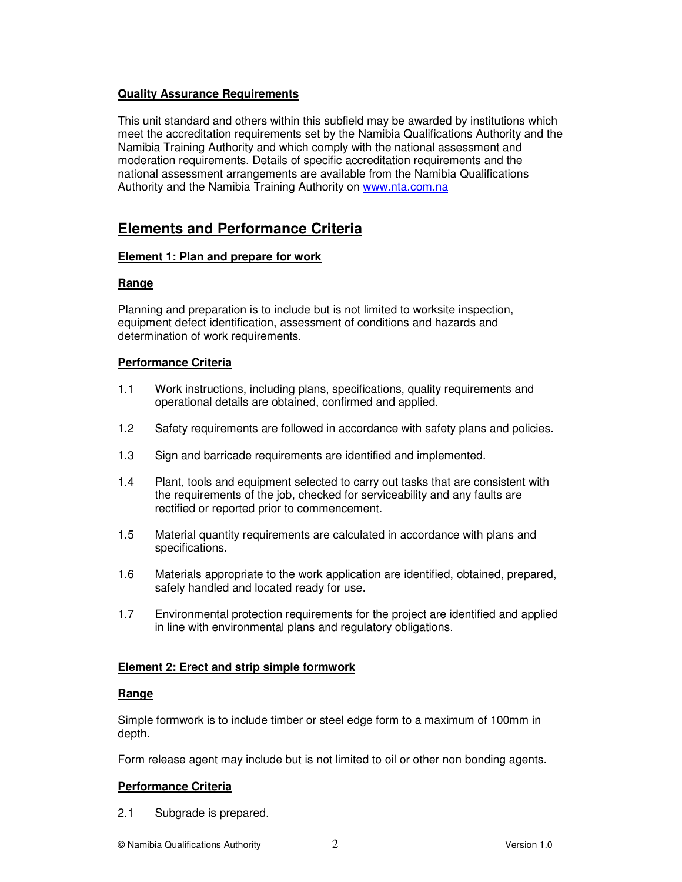**Quality Assurance Requirements**

This unit standard and others within this subfield may be awarded by institutions which meet the accreditation requirements set by the Namibia Qualifications Authority and the Namibia Training Authority and which comply with the national assessment and moderation requirements. Details of specific accreditation requirements and the national assessment arrangements are available from the Namibia Qualifications Authority and the Namibia Training Authority on www.nta.com.na

## Elements and Performance Criteria

**Element 1: Plan and prepare for work**

**Range**

Planning and preparation is to include but is not limited to worksite inspection, equipment defect identification, assessment of conditions and hazards and determination of work requirements.

**Performance Criteria**

1.1 Work instructions, including plans, specifications, quality requirements and operational details are obtained, confirmed and applied.

1.2 Safety requirements are followed in accordance with safety plans and policies.

1.3 Sign and barricade requirements are identified and implemented.

1.4 Plant, tools and equipment selected to carry out tasks that are consistent with the requirements of the job, checked for serviceability and any faults are rectified or reported prior to commencement.

1.5 Material quantity requirements are calculated in accordance with plans and specifications.

1.6 Materials appropriate to the work application are identified, obtained, prepared, safely handled and located ready for use.

1.7 Environmental protection requirements for the project are identified and applied in line with environmental plans and regulatory obligations.

**Element 2: Erect and strip simple formwork**

**Range**

Simple formwork is to include timber or steel edge form to a maximum of 100mm in depth.

Form release agent may include but is not limited to oil or other non bonding agents.

**Performance Criteria**

2.1 Subgrade is prepared.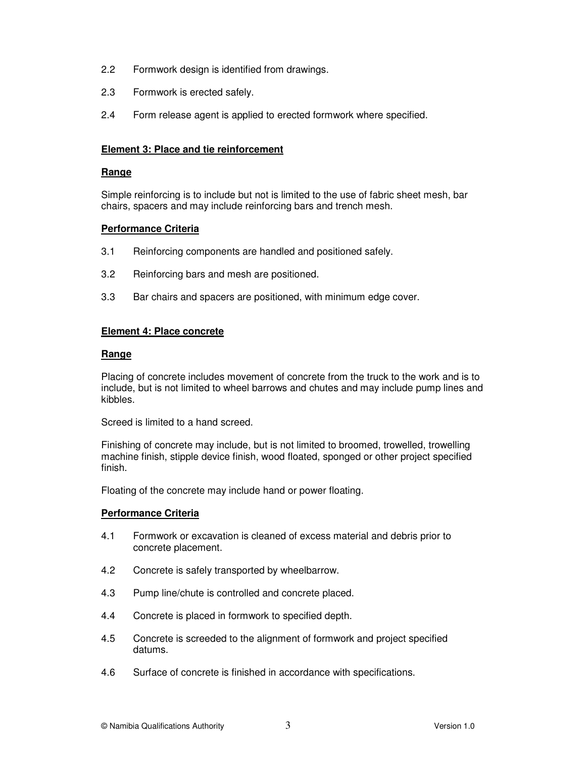2.2 Formwork design is identified from drawings.

2.3 Formwork is erected safely.

2.4 Form release agent is applied to erected formwork where specified.

**Element 3: Place and tie reinforcement**

**Range**

Simple reinforcing is to include but not is limited to the use of fabric sheet mesh, bar chairs, spacers and may include reinforcing bars and trench mesh.

**Performance Criteria**

3.1 Reinforcing components are handled and positioned safely.

3.2 Reinforcing bars and mesh are positioned.

3.3 Bar chairs and spacers are positioned, with minimum edge cover.

**Element 4: Place concrete**

**Range**

Placing of concrete includes movement of concrete from the truck to the work and is to include, but is not limited to wheel barrows and chutes and may include pump lines and kibbles.

Screed is limited to a hand screed.

Finishing of concrete may include, but is not limited to broomed, trowelled, trowelling machine finish, stipple device finish, wood floated, sponged or other project specified finish.

Floating of the concrete may include hand or power floating.

**Performance Criteria**

4.1 Formwork or excavation is cleaned of excess material and debris prior to concrete placement.

4.2 Concrete is safely transported by wheelbarrow.

4.3 Pump line/chute is controlled and concrete placed.

4.4 Concrete is placed in formwork to specified depth.

4.5 Concrete is screeded to the alignment of formwork and project specified datums.

4.6 Surface of concrete is finished in accordance with specifications.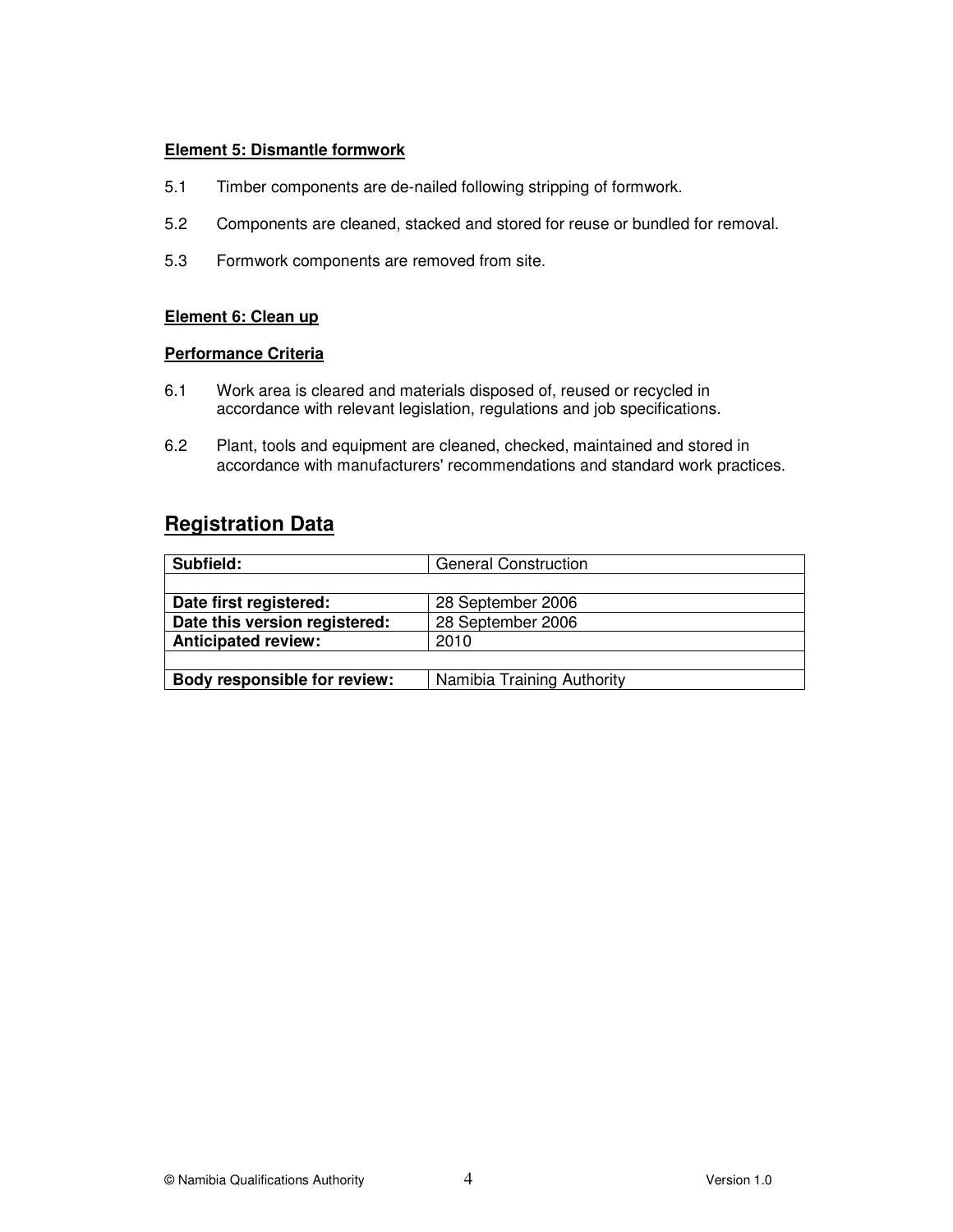**Element 5: Dismantle formwork**

5.1 Timber components are de-nailed following stripping of formwork.

5.2 Components are cleaned, stacked and stored for reuse or bundled for removal.

5.3 Formwork components are removed from site.

**Element 6: Clean up**

**Performance Criteria**

6.1 Work area is cleared and materials disposed of, reused or recycled in accordance with relevant legislation, regulations and job specifications.

6.2 Plant, tools and equipment are cleaned, checked, maintained and stored in accordance with manufacturers' recommendations and standard work practices.

## Registration Data

| | |
|---|---|
| **Subfield:** | General Construction |
| | |
| **Date first registered:** | 28 September 2006 |
| **Date this version registered:** | 28 September 2006 |
| **Anticipated review:** | 2010 |
| | |
| **Body responsible for review:** | Namibia Training Authority |